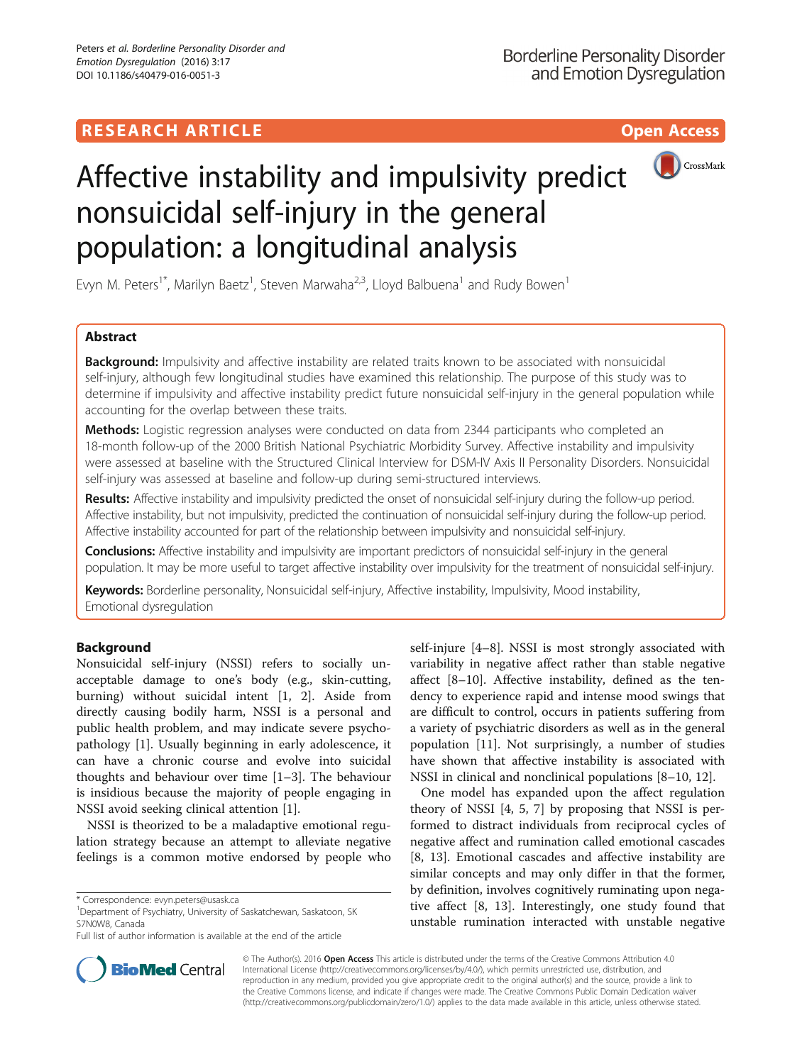RESEARCH ARTICLE

Open Access

# Affective instability and impulsivity predict nonsuicidal self-injury in the general population: a longitudinal analysis

Evyn M. Peters[1*], Marilyn Baetz[1], Steven Marwaha[2,3], Lloyd Balbuena[1] and Rudy Bowen[1]

## Abstract

**Background:** Impulsivity and affective instability are related traits known to be associated with nonsuicidal self-injury, although few longitudinal studies have examined this relationship. The purpose of this study was to determine if impulsivity and affective instability predict future nonsuicidal self-injury in the general population while accounting for the overlap between these traits.

**Methods:** Logistic regression analyses were conducted on data from 2344 participants who completed an 18-month follow-up of the 2000 British National Psychiatric Morbidity Survey. Affective instability and impulsivity were assessed at baseline with the Structured Clinical Interview for DSM-IV Axis II Personality Disorders. Nonsuicidal self-injury was assessed at baseline and follow-up during semi-structured interviews.

**Results:** Affective instability and impulsivity predicted the onset of nonsuicidal self-injury during the follow-up period. Affective instability, but not impulsivity, predicted the continuation of nonsuicidal self-injury during the follow-up period. Affective instability accounted for part of the relationship between impulsivity and nonsuicidal self-injury.

**Conclusions:** Affective instability and impulsivity are important predictors of nonsuicidal self-injury in the general population. It may be more useful to target affective instability over impulsivity for the treatment of nonsuicidal self-injury.

**Keywords:** Borderline personality, Nonsuicidal self-injury, Affective instability, Impulsivity, Mood instability, Emotional dysregulation

## Background

Nonsuicidal self-injury (NSSI) refers to socially unacceptable damage to one's body (e.g., skin-cutting, burning) without suicidal intent [1, 2]. Aside from directly causing bodily harm, NSSI is a personal and public health problem, and may indicate severe psychopathology [1]. Usually beginning in early adolescence, it can have a chronic course and evolve into suicidal thoughts and behaviour over time [1–3]. The behaviour is insidious because the majority of people engaging in NSSI avoid seeking clinical attention [1].

NSSI is theorized to be a maladaptive emotional regulation strategy because an attempt to alleviate negative feelings is a common motive endorsed by people who self-injure [4–8]. NSSI is most strongly associated with variability in negative affect rather than stable negative affect [8–10]. Affective instability, defined as the tendency to experience rapid and intense mood swings that are difficult to control, occurs in patients suffering from a variety of psychiatric disorders as well as in the general population [11]. Not surprisingly, a number of studies have shown that affective instability is associated with NSSI in clinical and nonclinical populations [8–10, 12].

One model has expanded upon the affect regulation theory of NSSI [4, 5, 7] by proposing that NSSI is performed to distract individuals from reciprocal cycles of negative affect and rumination called emotional cascades [8, 13]. Emotional cascades and affective instability are similar concepts and may only differ in that the former, by definition, involves cognitively ruminating upon negative affect [8, 13]. Interestingly, one study found that unstable rumination interacted with unstable negative

* Correspondence: evyn.peters@usask.ca
[1]Department of Psychiatry, University of Saskatchewan, Saskatoon, SK S7N0W8, Canada
Full list of author information is available at the end of the article

© The Author(s). 2016 **Open Access** This article is distributed under the terms of the Creative Commons Attribution 4.0 International License (http://creativecommons.org/licenses/by/4.0/), which permits unrestricted use, distribution, and reproduction in any medium, provided you give appropriate credit to the original author(s) and the source, provide a link to the Creative Commons license, and indicate if changes were made. The Creative Commons Public Domain Dedication waiver (http://creativecommons.org/publicdomain/zero/1.0/) applies to the data made available in this article, unless otherwise stated.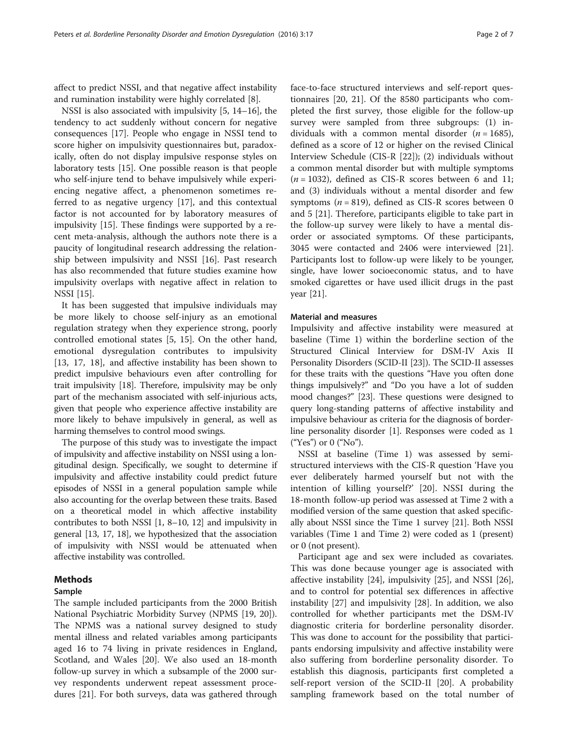affect to predict NSSI, and that negative affect instability and rumination instability were highly correlated [8].

NSSI is also associated with impulsivity [5, 14–16], the tendency to act suddenly without concern for negative consequences [17]. People who engage in NSSI tend to score higher on impulsivity questionnaires but, paradoxically, often do not display impulsive response styles on laboratory tests [15]. One possible reason is that people who self-injure tend to behave impulsively while experiencing negative affect, a phenomenon sometimes referred to as negative urgency [17], and this contextual factor is not accounted for by laboratory measures of impulsivity [15]. These findings were supported by a recent meta-analysis, although the authors note there is a paucity of longitudinal research addressing the relationship between impulsivity and NSSI [16]. Past research has also recommended that future studies examine how impulsivity overlaps with negative affect in relation to NSSI [15].

It has been suggested that impulsive individuals may be more likely to choose self-injury as an emotional regulation strategy when they experience strong, poorly controlled emotional states [5, 15]. On the other hand, emotional dysregulation contributes to impulsivity [13, 17, 18], and affective instability has been shown to predict impulsive behaviours even after controlling for trait impulsivity [18]. Therefore, impulsivity may be only part of the mechanism associated with self-injurious acts, given that people who experience affective instability are more likely to behave impulsively in general, as well as harming themselves to control mood swings.

The purpose of this study was to investigate the impact of impulsivity and affective instability on NSSI using a longitudinal design. Specifically, we sought to determine if impulsivity and affective instability could predict future episodes of NSSI in a general population sample while also accounting for the overlap between these traits. Based on a theoretical model in which affective instability contributes to both NSSI [1, 8–10, 12] and impulsivity in general [13, 17, 18], we hypothesized that the association of impulsivity with NSSI would be attenuated when affective instability was controlled.

## Methods

### Sample

The sample included participants from the 2000 British National Psychiatric Morbidity Survey (NPMS [19, 20]). The NPMS was a national survey designed to study mental illness and related variables among participants aged 16 to 74 living in private residences in England, Scotland, and Wales [20]. We also used an 18-month follow-up survey in which a subsample of the 2000 survey respondents underwent repeat assessment procedures [21]. For both surveys, data was gathered through face-to-face structured interviews and self-report questionnaires [20, 21]. Of the 8580 participants who completed the first survey, those eligible for the follow-up survey were sampled from three subgroups: (1) individuals with a common mental disorder ($n = 1685$), defined as a score of 12 or higher on the revised Clinical Interview Schedule (CIS-R [22]); (2) individuals without a common mental disorder but with multiple symptoms ($n = 1032$), defined as CIS-R scores between 6 and 11; and (3) individuals without a mental disorder and few symptoms ($n = 819$), defined as CIS-R scores between 0 and 5 [21]. Therefore, participants eligible to take part in the follow-up survey were likely to have a mental disorder or associated symptoms. Of these participants, 3045 were contacted and 2406 were interviewed [21]. Participants lost to follow-up were likely to be younger, single, have lower socioeconomic status, and to have smoked cigarettes or have used illicit drugs in the past year [21].

### Material and measures

Impulsivity and affective instability were measured at baseline (Time 1) within the borderline section of the Structured Clinical Interview for DSM-IV Axis II Personality Disorders (SCID-II [23]). The SCID-II assesses for these traits with the questions "Have you often done things impulsively?" and "Do you have a lot of sudden mood changes?" [23]. These questions were designed to query long-standing patterns of affective instability and impulsive behaviour as criteria for the diagnosis of borderline personality disorder [1]. Responses were coded as 1 ("Yes") or 0 ("No").

NSSI at baseline (Time 1) was assessed by semi-structured interviews with the CIS-R question 'Have you ever deliberately harmed yourself but not with the intention of killing yourself?' [20]. NSSI during the 18-month follow-up period was assessed at Time 2 with a modified version of the same question that asked specifically about NSSI since the Time 1 survey [21]. Both NSSI variables (Time 1 and Time 2) were coded as 1 (present) or 0 (not present).

Participant age and sex were included as covariates. This was done because younger age is associated with affective instability [24], impulsivity [25], and NSSI [26], and to control for potential sex differences in affective instability [27] and impulsivity [28]. In addition, we also controlled for whether participants met the DSM-IV diagnostic criteria for borderline personality disorder. This was done to account for the possibility that participants endorsing impulsivity and affective instability were also suffering from borderline personality disorder. To establish this diagnosis, participants first completed a self-report version of the SCID-II [20]. A probability sampling framework based on the total number of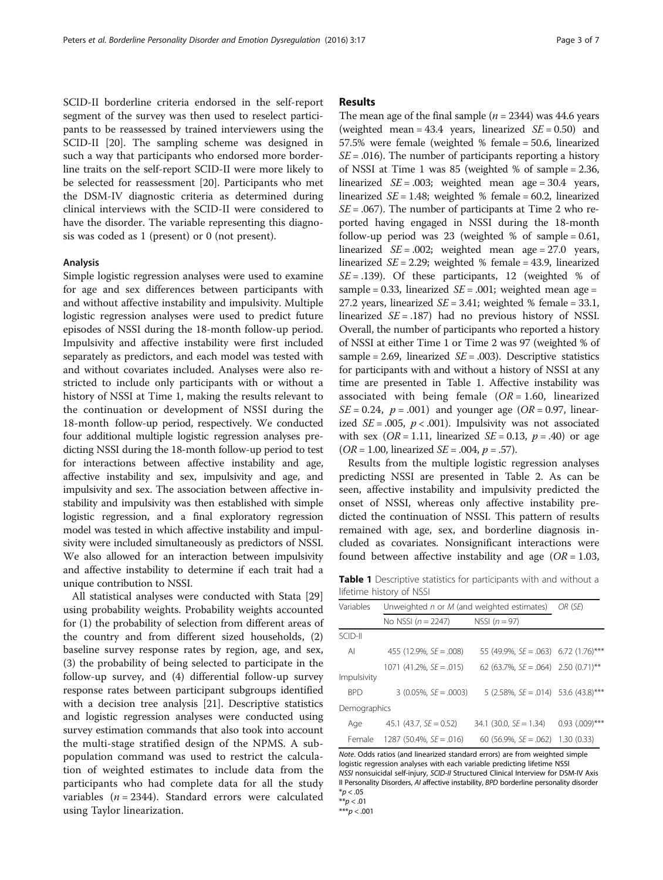SCID-II borderline criteria endorsed in the self-report segment of the survey was then used to reselect participants to be reassessed by trained interviewers using the SCID-II [20]. The sampling scheme was designed in such a way that participants who endorsed more borderline traits on the self-report SCID-II were more likely to be selected for reassessment [20]. Participants who met the DSM-IV diagnostic criteria as determined during clinical interviews with the SCID-II were considered to have the disorder. The variable representing this diagnosis was coded as 1 (present) or 0 (not present).

### Analysis

Simple logistic regression analyses were used to examine for age and sex differences between participants with and without affective instability and impulsivity. Multiple logistic regression analyses were used to predict future episodes of NSSI during the 18-month follow-up period. Impulsivity and affective instability were first included separately as predictors, and each model was tested with and without covariates included. Analyses were also restricted to include only participants with or without a history of NSSI at Time 1, making the results relevant to the continuation or development of NSSI during the 18-month follow-up period, respectively. We conducted four additional multiple logistic regression analyses predicting NSSI during the 18-month follow-up period to test for interactions between affective instability and age, affective instability and sex, impulsivity and age, and impulsivity and sex. The association between affective instability and impulsivity was then established with simple logistic regression, and a final exploratory regression model was tested in which affective instability and impulsivity were included simultaneously as predictors of NSSI. We also allowed for an interaction between impulsivity and affective instability to determine if each trait had a unique contribution to NSSI.

All statistical analyses were conducted with Stata [29] using probability weights. Probability weights accounted for (1) the probability of selection from different areas of the country and from different sized households, (2) baseline survey response rates by region, age, and sex, (3) the probability of being selected to participate in the follow-up survey, and (4) differential follow-up survey response rates between participant subgroups identified with a decision tree analysis [21]. Descriptive statistics and logistic regression analyses were conducted using survey estimation commands that also took into account the multi-stage stratified design of the NPMS. A subpopulation command was used to restrict the calculation of weighted estimates to include data from the participants who had complete data for all the study variables ($n = 2344$). Standard errors were calculated using Taylor linearization.

## Results

The mean age of the final sample ($n = 2344$) was 44.6 years (weighted mean = 43.4 years, linearized $SE = 0.50$) and 57.5% were female (weighted % female = 50.6, linearized $SE = .016$). The number of participants reporting a history of NSSI at Time 1 was 85 (weighted % of sample = 2.36, linearized $SE = .003$; weighted mean age = 30.4 years, linearized $SE = 1.48$; weighted % female = 60.2, linearized $SE = .067$). The number of participants at Time 2 who reported having engaged in NSSI during the 18-month follow-up period was 23 (weighted % of sample = 0.61, linearized $SE = .002$; weighted mean age = 27.0 years, linearized $SE = 2.29$; weighted % female = 43.9, linearized $SE = .139$). Of these participants, 12 (weighted % of sample = 0.33, linearized $SE = .001$; weighted mean age = 27.2 years, linearized $SE = 3.41$; weighted % female = 33.1, linearized $SE = .187$) had no previous history of NSSI. Overall, the number of participants who reported a history of NSSI at either Time 1 or Time 2 was 97 (weighted % of sample = 2.69, linearized $SE = .003$). Descriptive statistics for participants with and without a history of NSSI at any time are presented in Table 1. Affective instability was associated with being female ($OR = 1.60$, linearized $SE = 0.24$, $p = .001$) and younger age ($OR = 0.97$, linearized $SE = .005$, $p < .001$). Impulsivity was not associated with sex ($OR = 1.11$, linearized $SE = 0.13$, $p = .40$) or age ($OR = 1.00$, linearized $SE = .004$, $p = .57$).

Results from the multiple logistic regression analyses predicting NSSI are presented in Table 2. As can be seen, affective instability and impulsivity predicted the onset of NSSI, whereas only affective instability predicted the continuation of NSSI. This pattern of results remained with age, sex, and borderline diagnosis included as covariates. Nonsignificant interactions were found between affective instability and age ($OR = 1.03$,

**Table 1** Descriptive statistics for participants with and without a lifetime history of NSSI

| Variables | Unweighted *n* or *M* (and weighted estimates) | | *OR* (*SE*) |
|---|---|---|---|
| | No NSSI ($n = 2247$) | NSSI ($n = 97$) | |
| SCID-II | | | |
| AI | 455 (12.9%, $SE = .008$) | 55 (49.9%, $SE = .063$) | 6.72 (1.76)*** |
| Impulsivity | 1071 (41.2%, $SE = .015$) | 62 (63.7%, $SE = .064$) | 2.50 (0.71)** |
| BPD | 3 (0.05%, $SE = .0003$) | 5 (2.58%, $SE = .014$) | 53.6 (43.8)*** |
| Demographics | | | |
| Age | 45.1 (43.7, $SE = 0.52$) | 34.1 (30.0, $SE = 1.34$) | 0.93 (.009)*** |
| Female | 1287 (50.4%, $SE = .016$) | 60 (56.9%, $SE = .062$) | 1.30 (0.33) |

*Note*. Odds ratios (and linearized standard errors) are from weighted simple logistic regression analyses with each variable predicting lifetime NSSI
*NSSI* nonsuicidal self-injury, *SCID-II* Structured Clinical Interview for DSM-IV Axis II Personality Disorders, *AI* affective instability, *BPD* borderline personality disorder
*$p < .05$
**$p < .01$
***$p < .001$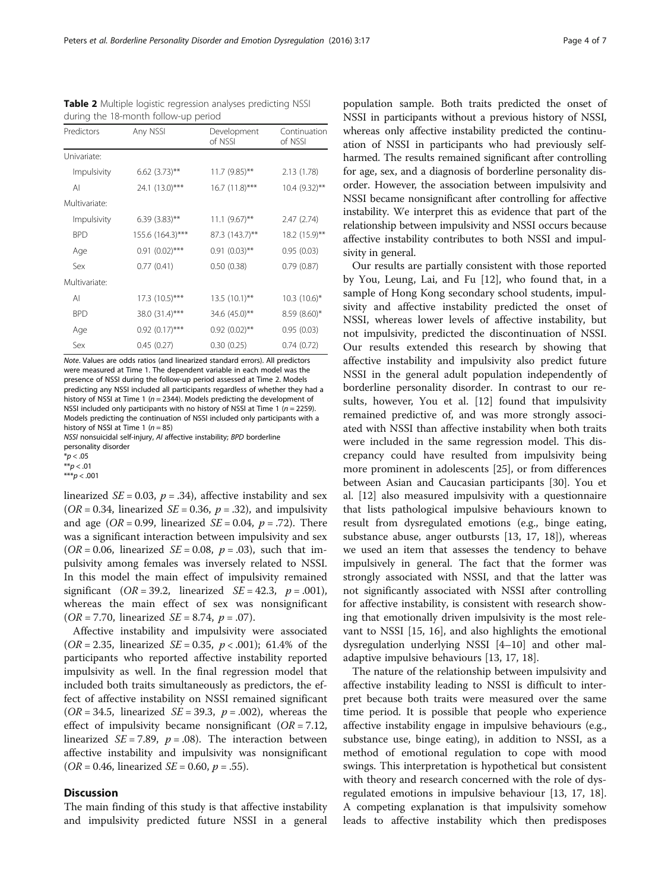**Table 2** Multiple logistic regression analyses predicting NSSI during the 18-month follow-up period

| Predictors | Any NSSI | Development of NSSI | Continuation of NSSI |
| --- | --- | --- | --- |
| Univariate: | | | |
| Impulsivity | 6.62 (3.73)** | 11.7 (9.85)** | 2.13 (1.78) |
| AI | 24.1 (13.0)*** | 16.7 (11.8)*** | 10.4 (9.32)** |
| Multivariate: | | | |
| Impulsivity | 6.39 (3.83)** | 11.1 (9.67)** | 2.47 (2.74) |
| BPD | 155.6 (164.3)*** | 87.3 (143.7)** | 18.2 (15.9)** |
| Age | 0.91 (0.02)*** | 0.91 (0.03)** | 0.95 (0.03) |
| Sex | 0.77 (0.41) | 0.50 (0.38) | 0.79 (0.87) |
| Multivariate: | | | |
| AI | 17.3 (10.5)*** | 13.5 (10.1)** | 10.3 (10.6)* |
| BPD | 38.0 (31.4)*** | 34.6 (45.0)** | 8.59 (8.60)* |
| Age | 0.92 (0.17)*** | 0.92 (0.02)** | 0.95 (0.03) |
| Sex | 0.45 (0.27) | 0.30 (0.25) | 0.74 (0.72) |

*Note*. Values are odds ratios (and linearized standard errors). All predictors were measured at Time 1. The dependent variable in each model was the presence of NSSI during the follow-up period assessed at Time 2. Models predicting any NSSI included all participants regardless of whether they had a history of NSSI at Time 1 ($n = 2344$). Models predicting the development of NSSI included only participants with no history of NSSI at Time 1 ($n = 2259$). Models predicting the continuation of NSSI included only participants with a history of NSSI at Time 1 ($n = 85$)

*NSSI* nonsuicidal self-injury, *AI* affective instability; *BPD* borderline personality disorder

*$p < .05$

**$p < .01$

***$p < .001$

linearized $SE = 0.03$, $p = .34$), affective instability and sex ($OR = 0.34$, linearized $SE = 0.36$, $p = .32$), and impulsivity and age ($OR = 0.99$, linearized $SE = 0.04$, $p = .72$). There was a significant interaction between impulsivity and sex ($OR = 0.06$, linearized $SE = 0.08$, $p = .03$), such that impulsivity among females was inversely related to NSSI. In this model the main effect of impulsivity remained significant ($OR = 39.2$, linearized $SE = 42.3$, $p = .001$), whereas the main effect of sex was nonsignificant ($OR = 7.70$, linearized $SE = 8.74$, $p = .07$).

Affective instability and impulsivity were associated ($OR = 2.35$, linearized $SE = 0.35$, $p < .001$); 61.4% of the participants who reported affective instability reported impulsivity as well. In the final regression model that included both traits simultaneously as predictors, the effect of affective instability on NSSI remained significant ($OR = 34.5$, linearized $SE = 39.3$, $p = .002$), whereas the effect of impulsivity became nonsignificant ($OR = 7.12$, linearized $SE = 7.89$, $p = .08$). The interaction between affective instability and impulsivity was nonsignificant ($OR = 0.46$, linearized $SE = 0.60$, $p = .55$).

## Discussion

The main finding of this study is that affective instability and impulsivity predicted future NSSI in a general population sample. Both traits predicted the onset of NSSI in participants without a previous history of NSSI, whereas only affective instability predicted the continuation of NSSI in participants who had previously self-harmed. The results remained significant after controlling for age, sex, and a diagnosis of borderline personality disorder. However, the association between impulsivity and NSSI became nonsignificant after controlling for affective instability. We interpret this as evidence that part of the relationship between impulsivity and NSSI occurs because affective instability contributes to both NSSI and impulsivity in general.

Our results are partially consistent with those reported by You, Leung, Lai, and Fu [12], who found that, in a sample of Hong Kong secondary school students, impulsivity and affective instability predicted the onset of NSSI, whereas lower levels of affective instability, but not impulsivity, predicted the discontinuation of NSSI. Our results extended this research by showing that affective instability and impulsivity also predict future NSSI in the general adult population independently of borderline personality disorder. In contrast to our results, however, You et al. [12] found that impulsivity remained predictive of, and was more strongly associated with NSSI than affective instability when both traits were included in the same regression model. This discrepancy could have resulted from impulsivity being more prominent in adolescents [25], or from differences between Asian and Caucasian participants [30]. You et al. [12] also measured impulsivity with a questionnaire that lists pathological impulsive behaviours known to result from dysregulated emotions (e.g., binge eating, substance abuse, anger outbursts [13, 17, 18]), whereas we used an item that assesses the tendency to behave impulsively in general. The fact that the former was strongly associated with NSSI, and that the latter was not significantly associated with NSSI after controlling for affective instability, is consistent with research showing that emotionally driven impulsivity is the most relevant to NSSI [15, 16], and also highlights the emotional dysregulation underlying NSSI [4–10] and other maladaptive impulsive behaviours [13, 17, 18].

The nature of the relationship between impulsivity and affective instability leading to NSSI is difficult to interpret because both traits were measured over the same time period. It is possible that people who experience affective instability engage in impulsive behaviours (e.g., substance use, binge eating), in addition to NSSI, as a method of emotional regulation to cope with mood swings. This interpretation is hypothetical but consistent with theory and research concerned with the role of dysregulated emotions in impulsive behaviour [13, 17, 18]. A competing explanation is that impulsivity somehow leads to affective instability which then predisposes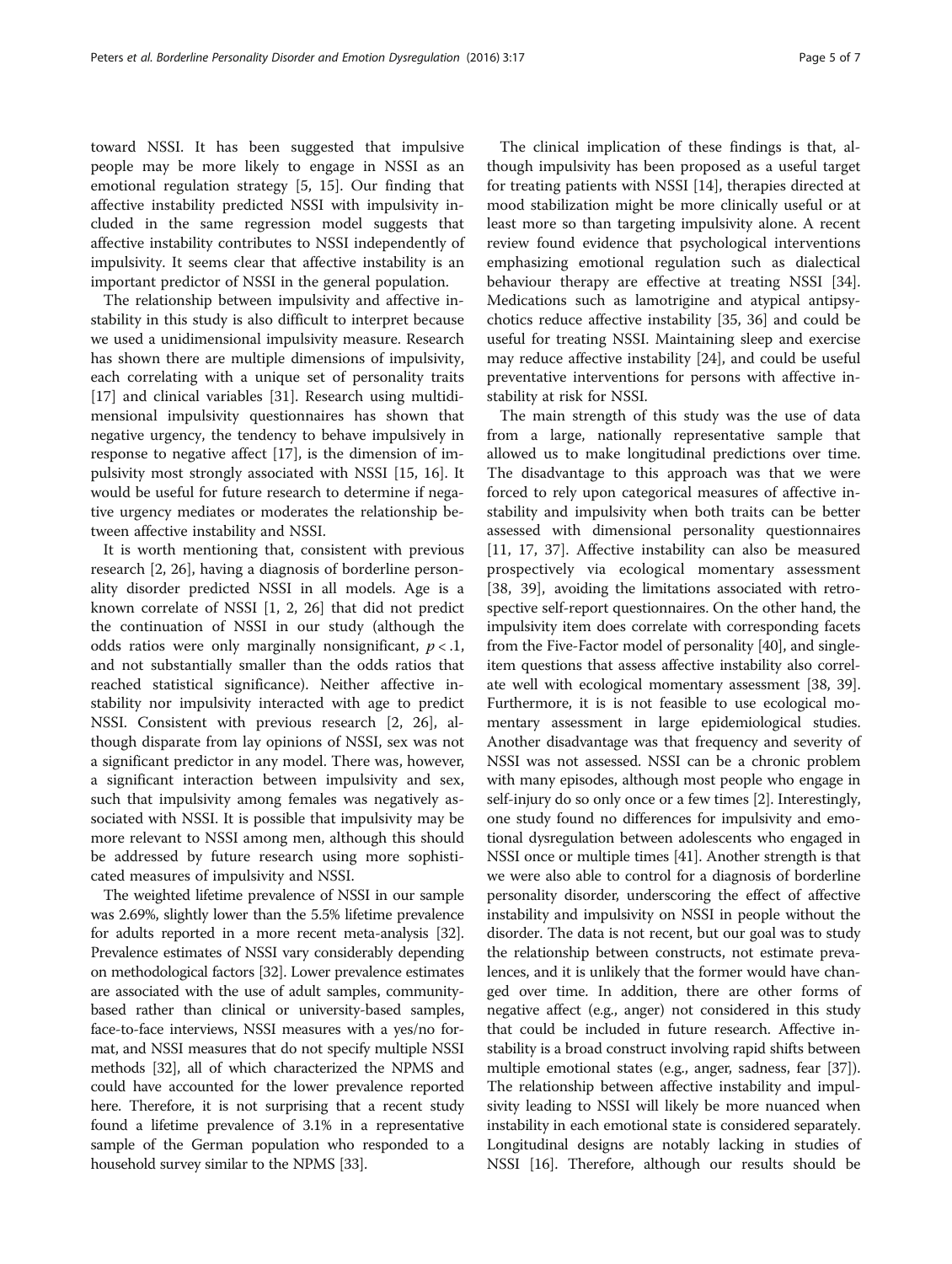toward NSSI. It has been suggested that impulsive people may be more likely to engage in NSSI as an emotional regulation strategy [5, 15]. Our finding that affective instability predicted NSSI with impulsivity included in the same regression model suggests that affective instability contributes to NSSI independently of impulsivity. It seems clear that affective instability is an important predictor of NSSI in the general population.

The relationship between impulsivity and affective instability in this study is also difficult to interpret because we used a unidimensional impulsivity measure. Research has shown there are multiple dimensions of impulsivity, each correlating with a unique set of personality traits [17] and clinical variables [31]. Research using multidimensional impulsivity questionnaires has shown that negative urgency, the tendency to behave impulsively in response to negative affect [17], is the dimension of impulsivity most strongly associated with NSSI [15, 16]. It would be useful for future research to determine if negative urgency mediates or moderates the relationship between affective instability and NSSI.

It is worth mentioning that, consistent with previous research [2, 26], having a diagnosis of borderline personality disorder predicted NSSI in all models. Age is a known correlate of NSSI [1, 2, 26] that did not predict the continuation of NSSI in our study (although the odds ratios were only marginally nonsignificant, $p < .1$, and not substantially smaller than the odds ratios that reached statistical significance). Neither affective instability nor impulsivity interacted with age to predict NSSI. Consistent with previous research [2, 26], although disparate from lay opinions of NSSI, sex was not a significant predictor in any model. There was, however, a significant interaction between impulsivity and sex, such that impulsivity among females was negatively associated with NSSI. It is possible that impulsivity may be more relevant to NSSI among men, although this should be addressed by future research using more sophisticated measures of impulsivity and NSSI.

The weighted lifetime prevalence of NSSI in our sample was 2.69%, slightly lower than the 5.5% lifetime prevalence for adults reported in a more recent meta-analysis [32]. Prevalence estimates of NSSI vary considerably depending on methodological factors [32]. Lower prevalence estimates are associated with the use of adult samples, community-based rather than clinical or university-based samples, face-to-face interviews, NSSI measures with a yes/no format, and NSSI measures that do not specify multiple NSSI methods [32], all of which characterized the NPMS and could have accounted for the lower prevalence reported here. Therefore, it is not surprising that a recent study found a lifetime prevalence of 3.1% in a representative sample of the German population who responded to a household survey similar to the NPMS [33].

The clinical implication of these findings is that, although impulsivity has been proposed as a useful target for treating patients with NSSI [14], therapies directed at mood stabilization might be more clinically useful or at least more so than targeting impulsivity alone. A recent review found evidence that psychological interventions emphasizing emotional regulation such as dialectical behaviour therapy are effective at treating NSSI [34]. Medications such as lamotrigine and atypical antipsychotics reduce affective instability [35, 36] and could be useful for treating NSSI. Maintaining sleep and exercise may reduce affective instability [24], and could be useful preventative interventions for persons with affective instability at risk for NSSI.

The main strength of this study was the use of data from a large, nationally representative sample that allowed us to make longitudinal predictions over time. The disadvantage to this approach was that we were forced to rely upon categorical measures of affective instability and impulsivity when both traits can be better assessed with dimensional personality questionnaires [11, 17, 37]. Affective instability can also be measured prospectively via ecological momentary assessment [38, 39], avoiding the limitations associated with retrospective self-report questionnaires. On the other hand, the impulsivity item does correlate with corresponding facets from the Five-Factor model of personality [40], and single-item questions that assess affective instability also correlate well with ecological momentary assessment [38, 39]. Furthermore, it is is not feasible to use ecological momentary assessment in large epidemiological studies. Another disadvantage was that frequency and severity of NSSI was not assessed. NSSI can be a chronic problem with many episodes, although most people who engage in self-injury do so only once or a few times [2]. Interestingly, one study found no differences for impulsivity and emotional dysregulation between adolescents who engaged in NSSI once or multiple times [41]. Another strength is that we were also able to control for a diagnosis of borderline personality disorder, underscoring the effect of affective instability and impulsivity on NSSI in people without the disorder. The data is not recent, but our goal was to study the relationship between constructs, not estimate prevalences, and it is unlikely that the former would have changed over time. In addition, there are other forms of negative affect (e.g., anger) not considered in this study that could be included in future research. Affective instability is a broad construct involving rapid shifts between multiple emotional states (e.g., anger, sadness, fear [37]). The relationship between affective instability and impulsivity leading to NSSI will likely be more nuanced when instability in each emotional state is considered separately. Longitudinal designs are notably lacking in studies of NSSI [16]. Therefore, although our results should be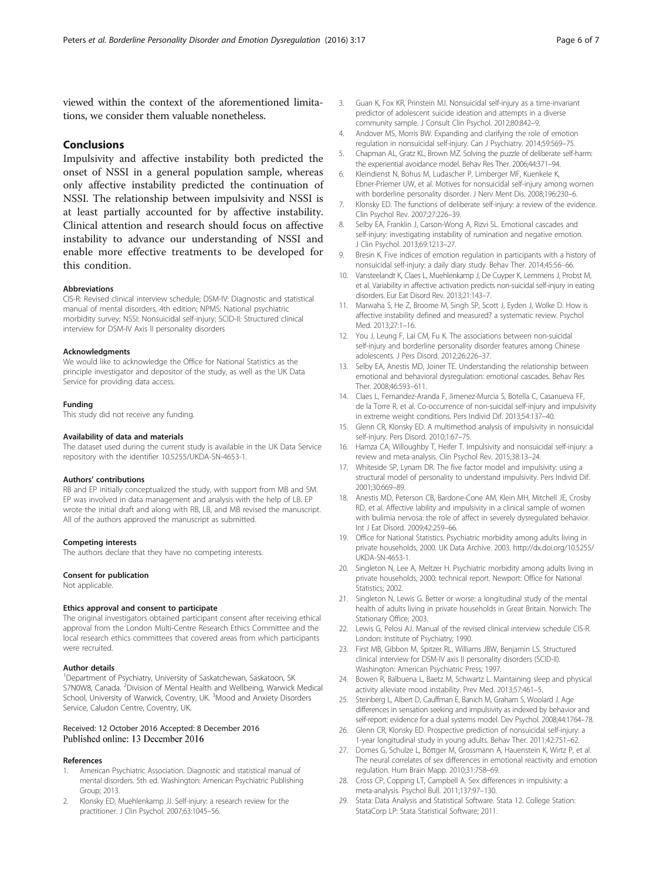viewed within the context of the aforementioned limitations, we consider them valuable nonetheless.

## Conclusions

Impulsivity and affective instability both predicted the onset of NSSI in a general population sample, whereas only affective instability predicted the continuation of NSSI. The relationship between impulsivity and NSSI is at least partially accounted for by affective instability. Clinical attention and research should focus on affective instability to advance our understanding of NSSI and enable more effective treatments to be developed for this condition.

#### Abbreviations

CIS-R: Revised clinical interview schedule; DSM-IV: Diagnostic and statistical manual of mental disorders, 4th edition; NPMS: National psychiatric morbidity survey; NSSI: Nonsuicidal self-injury; SCID-II: Structured clinical interview for DSM-IV Axis II personality disorders

#### Acknowledgments

We would like to acknowledge the Office for National Statistics as the principle investigator and depositor of the study, as well as the UK Data Service for providing data access.

#### Funding

This study did not receive any funding.

#### Availability of data and materials

The dataset used during the current study is available in the UK Data Service repository with the identifier 10.5255/UKDA-SN-4653-1.

#### Authors' contributions

RB and EP initially conceptualized the study, with support from MB and SM. EP was involved in data management and analysis with the help of LB. EP wrote the initial draft and along with RB, LB, and MB revised the manuscript. All of the authors approved the manuscript as submitted.

#### Competing interests

The authors declare that they have no competing interests.

#### Consent for publication

Not applicable.

#### Ethics approval and consent to participate

The original investigators obtained participant consent after receiving ethical approval from the London Multi-Centre Research Ethics Committee and the local research ethics committees that covered areas from which participants were recruited.

#### Author details

[1]Department of Psychiatry, University of Saskatchewan, Saskatoon, SK S7N0W8, Canada. [2]Division of Mental Health and Wellbeing, Warwick Medical School, University of Warwick, Coventry, UK. [3]Mood and Anxiety Disorders Service, Caludon Centre, Coventry, UK.

Received: 12 October 2016 Accepted: 8 December 2016
Published online: 13 December 2016

#### References

1. American Psychiatric Association. Diagnostic and statistical manual of mental disorders. 5th ed. Washington: American Psychiatric Publishing Group; 2013.
2. Klonsky ED, Muehlenkamp JJ. Self-injury: a research review for the practitioner. J Clin Psychol. 2007;63:1045–56.
3. Guan K, Fox KR, Prinstein MJ. Nonsuicidal self-injury as a time-invariant predictor of adolescent suicide ideation and attempts in a diverse community sample. J Consult Clin Psychol. 2012;80:842–9.
4. Andover MS, Morris BW. Expanding and clarifying the role of emotion regulation in nonsuicidal self-injury. Can J Psychiatry. 2014;59:569–75.
5. Chapman AL, Gratz KL, Brown MZ. Solving the puzzle of deliberate self-harm: the experiential avoidance model. Behav Res Ther. 2006;44:371–94.
6. Kleindienst N, Bohus M, Ludascher P, Limberger MF, Kuenkele K, Ebner-Priemer UW, et al. Motives for nonsuicidal self-injury among women with borderline personality disorder. J Nerv Ment Dis. 2008;196:230–6.
7. Klonsky ED. The functions of deliberate self-injury: a review of the evidence. Clin Psychol Rev. 2007;27:226–39.
8. Selby EA, Franklin J, Carson-Wong A, Rizvi SL. Emotional cascades and self-injury: investigating instability of rumination and negative emotion. J Clin Psychol. 2013;69:1213–27.
9. Bresin K. Five indices of emotion regulation in participants with a history of nonsuicidal self-injury: a daily diary study. Behav Ther. 2014;45:56–66.
10. Vansteelandt K, Claes L, Muehlenkamp J, De Cuyper K, Lemmens J, Probst M, et al. Variability in affective activation predicts non-suicidal self-injury in eating disorders. Eur Eat Disord Rev. 2013;21:143–7.
11. Marwaha S, He Z, Broome M, Singh SP, Scott J, Eyden J, Wolke D. How is affective instability defined and measured? a systematic review. Psychol Med. 2013;27:1–16.
12. You J, Leung F, Lai CM, Fu K. The associations between non-suicidal self-injury and borderline personality disorder features among Chinese adolescents. J Pers Disord. 2012;26:226–37.
13. Selby EA, Anestis MD, Joiner TE. Understanding the relationship between emotional and behavioral dysregulation: emotional cascades. Behav Res Ther. 2008;46:593–611.
14. Claes L, Fernandez-Aranda F, Jimenez-Murcia S, Botella C, Casanueva FF, de la Torre R, et al. Co-occurrence of non-suicidal self-injury and impulsivity in extreme weight conditions. Pers Individ Dif. 2013;54:137–40.
15. Glenn CR, Klonsky ED. A multimethod analysis of impulsivity in nonsuicidal self-injury. Pers Disord. 2010;1:67–75.
16. Hamza CA, Willoughby T, Heifer T. Impulsivity and nonsuicidal self-injury: a review and meta-analysis. Clin Psychol Rev. 2015;38:13–24.
17. Whiteside SP, Lynam DR. The five factor model and impulsivity: using a structural model of personality to understand impulsivity. Pers Individ Dif. 2001;30:669–89.
18. Anestis MD, Peterson CB, Bardone-Cone AM, Klein MH, Mitchell JE, Crosby RD, et al. Affective lability and impulsivity in a clinical sample of women with bulimia nervosa: the role of affect in severely dysregulated behavior. Int J Eat Disord. 2009;42:259–66.
19. Office for National Statistics. Psychiatric morbidity among adults living in private households, 2000. UK Data Archive. 2003. http://dx.doi.org/10.5255/UKDA-SN-4653-1.
20. Singleton N, Lee A, Meltzer H. Psychiatric morbidity among adults living in private households, 2000: technical report. Newport: Office for National Statistics; 2002.
21. Singleton N, Lewis G. Better or worse: a longitudinal study of the mental health of adults living in private households in Great Britain. Norwich: The Stationary Office; 2003.
22. Lewis G, Pelosi AJ. Manual of the revised clinical interview schedule CIS-R. London: Institute of Psychiatry; 1990.
23. First MB, Gibbon M, Spitzer RL, Williams JBW, Benjamin LS. Structured clinical interview for DSM-IV axis II personality disorders (SCID-II). Washington: American Psychiatric Press; 1997.
24. Bowen R, Balbuena L, Baetz M, Schwartz L. Maintaining sleep and physical activity alleviate mood instability. Prev Med. 2013;57:461–5.
25. Steinberg L, Albert D, Cauffman E, Banich M, Graham S, Woolard J. Age differences in sensation seeking and impulsivity as indexed by behavior and self-report: evidence for a dual systems model. Dev Psychol. 2008;44:1764–78.
26. Glenn CR, Klonsky ED. Prospective prediction of nonsuicidal self-injury: a 1-year longitudinal study in young adults. Behav Ther. 2011;42:751–62.
27. Domes G, Schulze L, Böttger M, Grossmann A, Hauenstein K, Wirtz P, et al. The neural correlates of sex differences in emotional reactivity and emotion regulation. Hum Brain Mapp. 2010;31:758–69.
28. Cross CP, Copping LT, Campbell A. Sex differences in impulsivity: a meta-analysis. Psychol Bull. 2011;137:97–130.
29. Stata: Data Analysis and Statistical Software. Stata 12. College Station: StataCorp LP: Stata Statistical Software; 2011.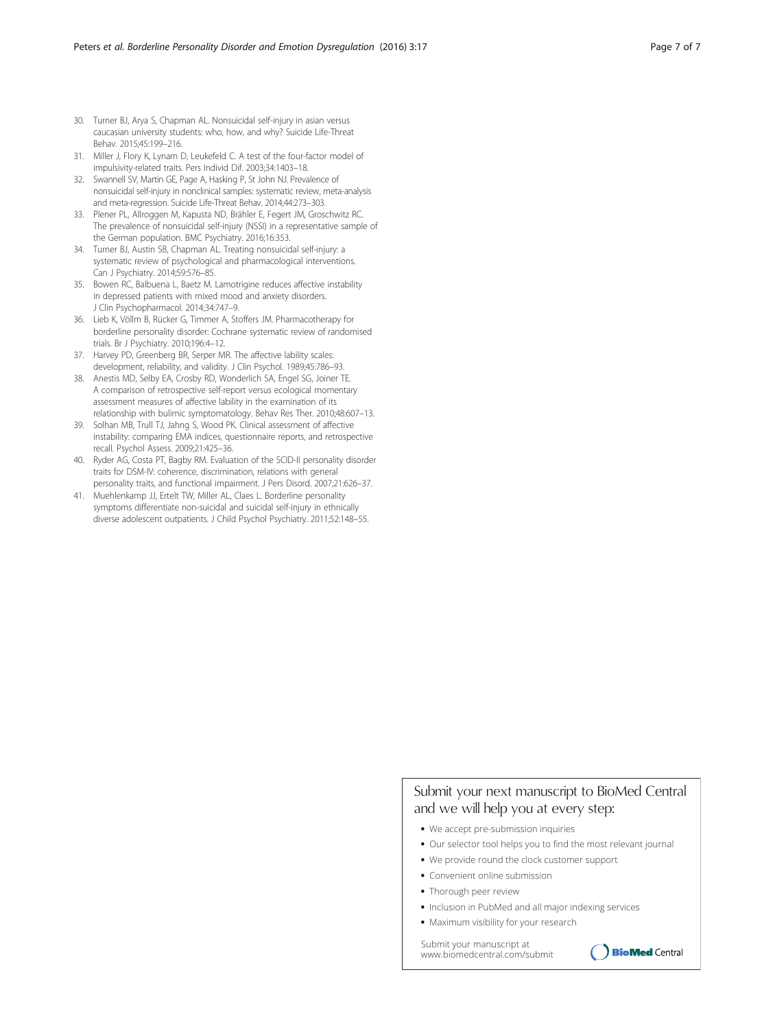30. Turner BJ, Arya S, Chapman AL. Nonsuicidal self-injury in asian versus caucasian university students: who, how, and why? Suicide Life-Threat Behav. 2015;45:199–216.
31. Miller J, Flory K, Lynam D, Leukefeld C. A test of the four-factor model of impulsivity-related traits. Pers Individ Dif. 2003;34:1403–18.
32. Swannell SV, Martin GE, Page A, Hasking P, St John NJ. Prevalence of nonsuicidal self-injury in nonclinical samples: systematic review, meta-analysis and meta-regression. Suicide Life-Threat Behav. 2014;44:273–303.
33. Plener PL, Allroggen M, Kapusta ND, Brähler E, Fegert JM, Groschwitz RC. The prevalence of nonsuicidal self-injury (NSSI) in a representative sample of the German population. BMC Psychiatry. 2016;16:353.
34. Turner BJ, Austin SB, Chapman AL. Treating nonsuicidal self-injury: a systematic review of psychological and pharmacological interventions. Can J Psychiatry. 2014;59:576–85.
35. Bowen RC, Balbuena L, Baetz M. Lamotrigine reduces affective instability in depressed patients with mixed mood and anxiety disorders. J Clin Psychopharmacol. 2014;34:747–9.
36. Lieb K, Völlm B, Rücker G, Timmer A, Stoffers JM. Pharmacotherapy for borderline personality disorder: Cochrane systematic review of randomised trials. Br J Psychiatry. 2010;196:4–12.
37. Harvey PD, Greenberg BR, Serper MR. The affective lability scales: development, reliability, and validity. J Clin Psychol. 1989;45:786–93.
38. Anestis MD, Selby EA, Crosby RD, Wonderlich SA, Engel SG, Joiner TE. A comparison of retrospective self-report versus ecological momentary assessment measures of affective lability in the examination of its relationship with bulimic symptomatology. Behav Res Ther. 2010;48:607–13.
39. Solhan MB, Trull TJ, Jahng S, Wood PK. Clinical assessment of affective instability: comparing EMA indices, questionnaire reports, and retrospective recall. Psychol Assess. 2009;21:425–36.
40. Ryder AG, Costa PT, Bagby RM. Evaluation of the SCID-II personality disorder traits for DSM-IV: coherence, discrimination, relations with general personality traits, and functional impairment. J Pers Disord. 2007;21:626–37.
41. Muehlenkamp JJ, Ertelt TW, Miller AL, Claes L. Borderline personality symptoms differentiate non-suicidal and suicidal self-injury in ethnically diverse adolescent outpatients. J Child Psychol Psychiatry. 2011;52:148–55.

Submit your next manuscript to BioMed Central and we will help you at every step:

- We accept pre-submission inquiries
- Our selector tool helps you to find the most relevant journal
- We provide round the clock customer support
- Convenient online submission
- Thorough peer review
- Inclusion in PubMed and all major indexing services
- Maximum visibility for your research

Submit your manuscript at www.biomedcentral.com/submit

BioMed Central